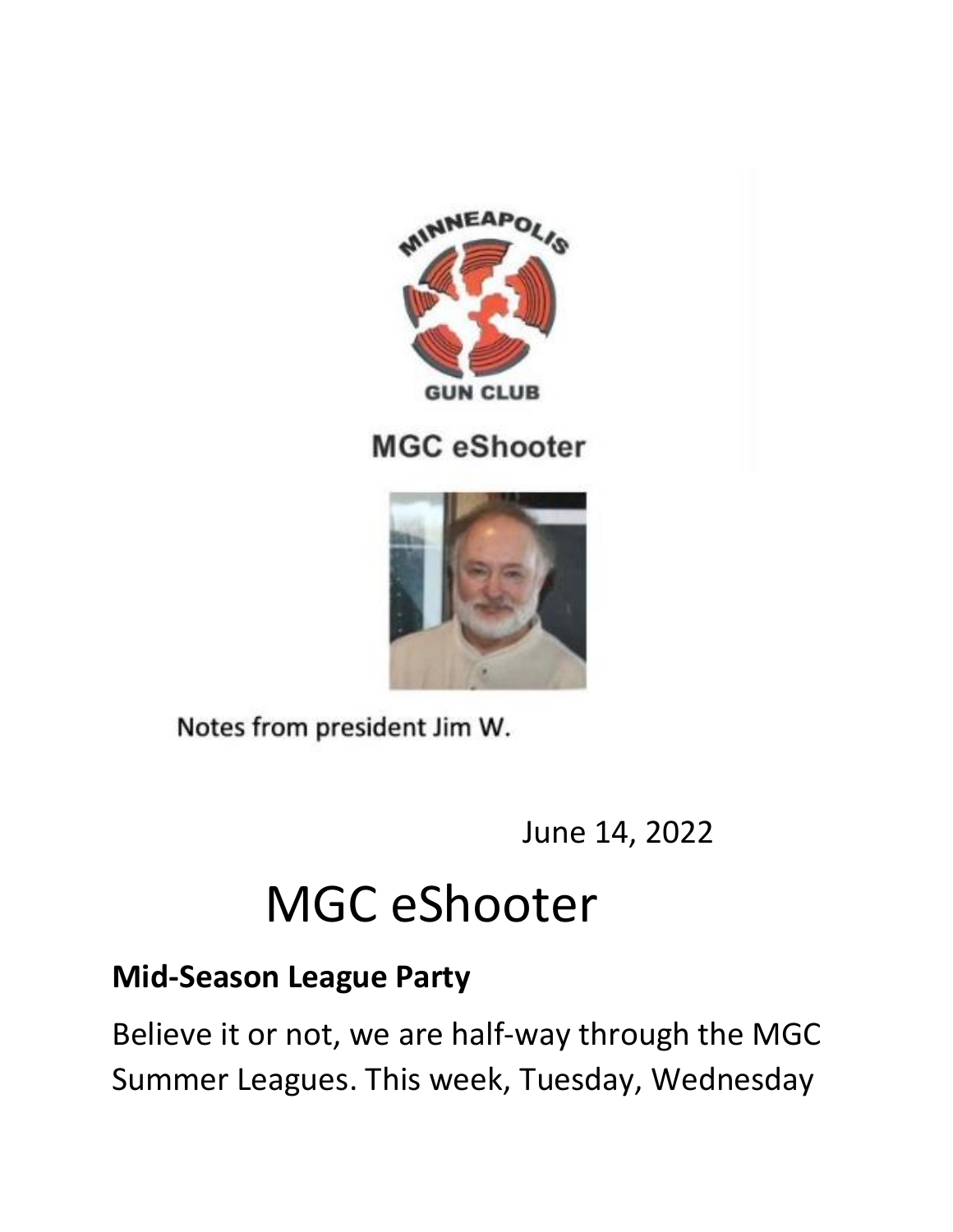MINNEAPOLIS GUN CLUB

MGC eShooter

Notes from president Jim W.

June 14, 2022

# MGC eShooter

## Mid-Season League Party

Believe it or not, we are half-way through the MGC Summer Leagues. This week, Tuesday, Wednesday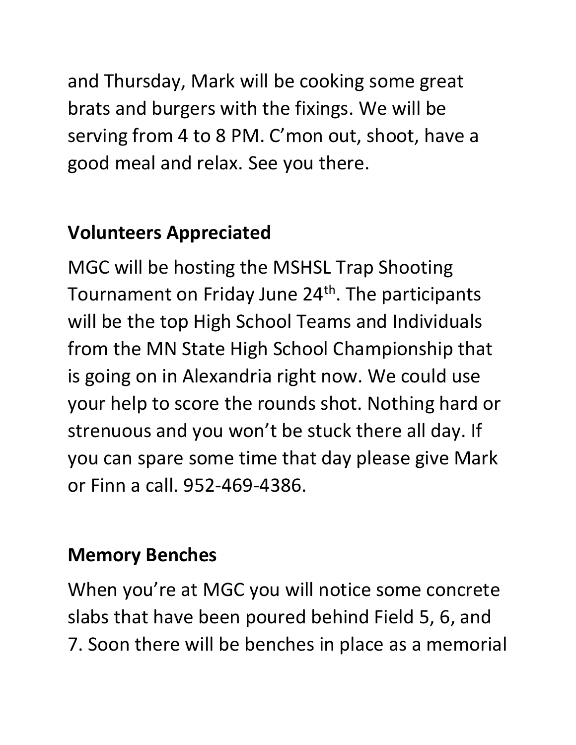and Thursday, Mark will be cooking some great brats and burgers with the fixings. We will be serving from 4 to 8 PM. C'mon out, shoot, have a good meal and relax. See you there.

## Volunteers Appreciated

MGC will be hosting the MSHSL Trap Shooting Tournament on Friday June 24th. The participants will be the top High School Teams and Individuals from the MN State High School Championship that is going on in Alexandria right now. We could use your help to score the rounds shot. Nothing hard or strenuous and you won't be stuck there all day. If you can spare some time that day please give Mark or Finn a call. 952-469-4386.

## Memory Benches

When you're at MGC you will notice some concrete slabs that have been poured behind Field 5, 6, and 7. Soon there will be benches in place as a memorial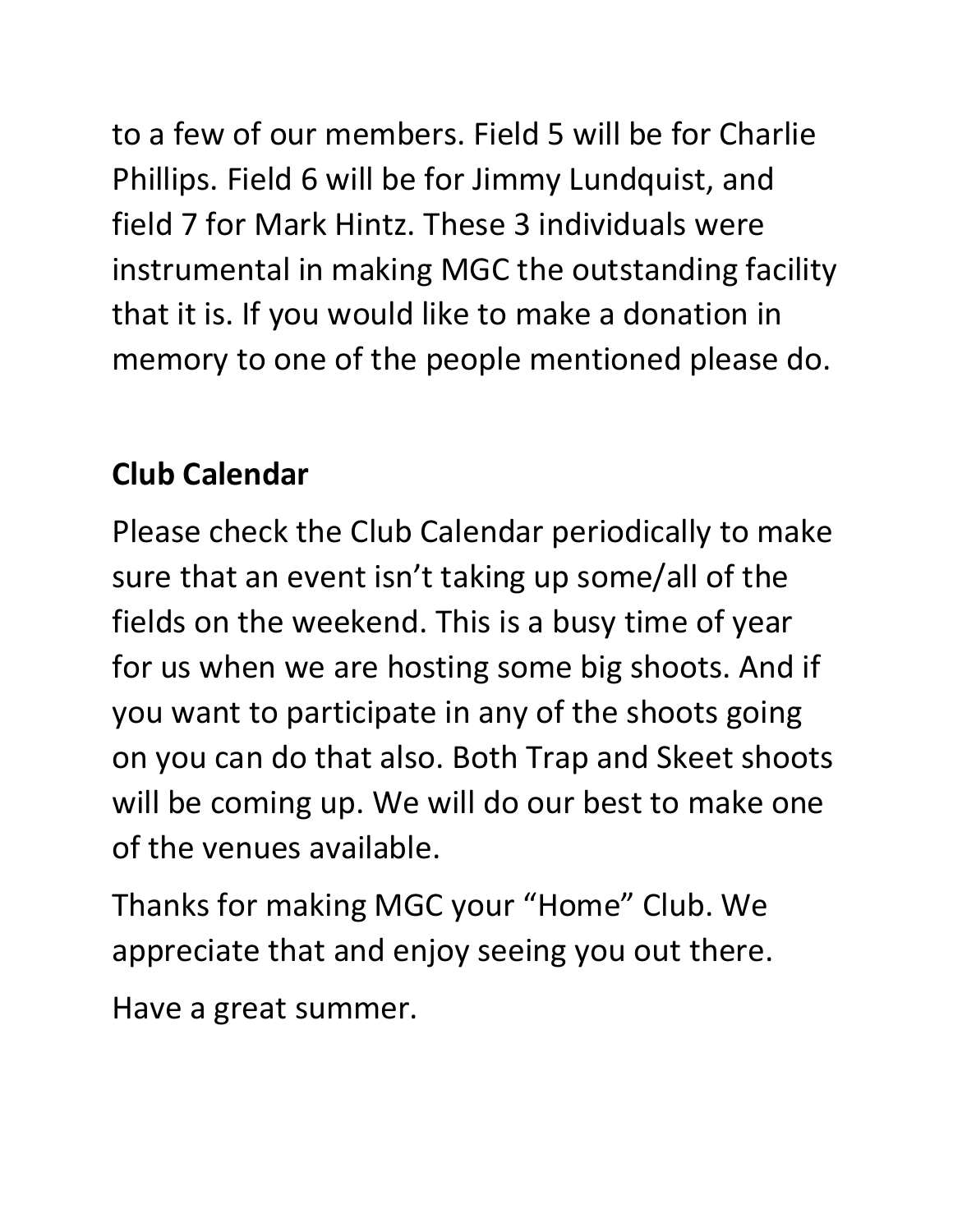to a few of our members. Field 5 will be for Charlie Phillips. Field 6 will be for Jimmy Lundquist, and field 7 for Mark Hintz. These 3 individuals were instrumental in making MGC the outstanding facility that it is. If you would like to make a donation in memory to one of the people mentioned please do.

**Club Calendar**

Please check the Club Calendar periodically to make sure that an event isn't taking up some/all of the fields on the weekend. This is a busy time of year for us when we are hosting some big shoots. And if you want to participate in any of the shoots going on you can do that also. Both Trap and Skeet shoots will be coming up. We will do our best to make one of the venues available.

Thanks for making MGC your "Home" Club. We appreciate that and enjoy seeing you out there.

Have a great summer.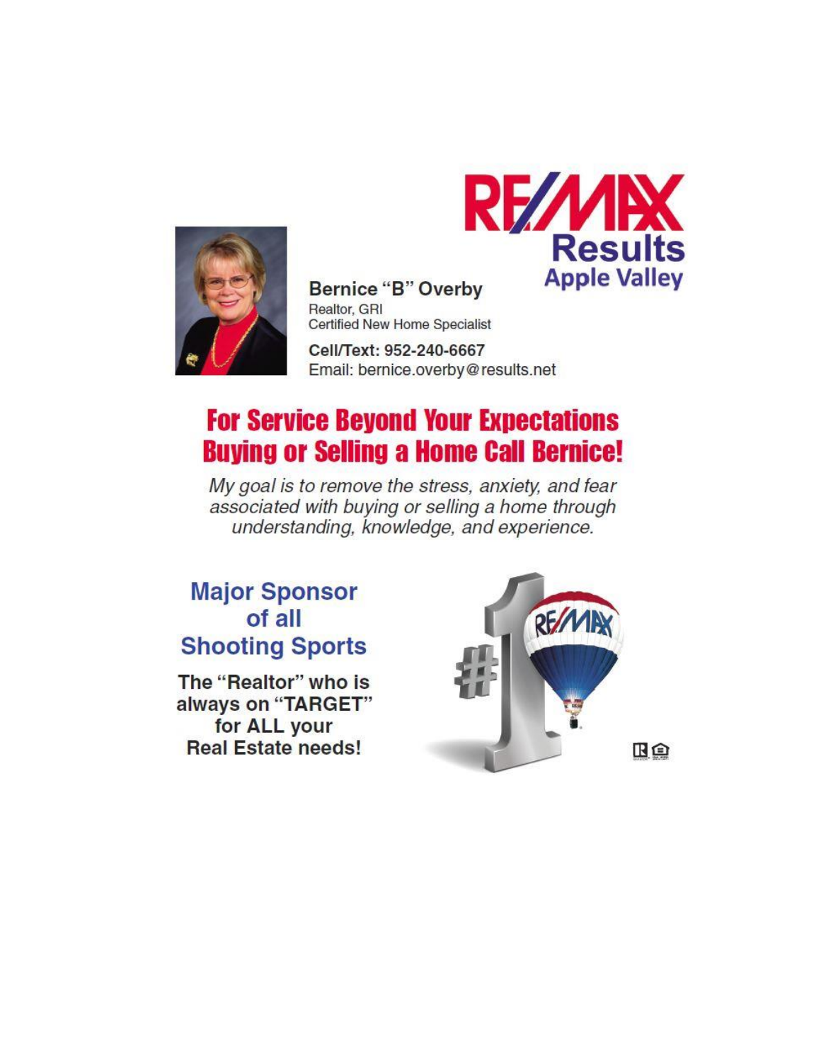RE/MAX Results Apple Valley

**Bernice "B" Overby**
Realtor, GRI
Certified New Home Specialist

**Cell/Text: 952-240-6667**
Email: bernice.overby@results.net

## For Service Beyond Your Expectations Buying or Selling a Home Call Bernice!

*My goal is to remove the stress, anxiety, and fear associated with buying or selling a home through understanding, knowledge, and experience.*

### Major Sponsor of all Shooting Sports

**The "Realtor" who is always on "TARGET" for ALL your Real Estate needs!**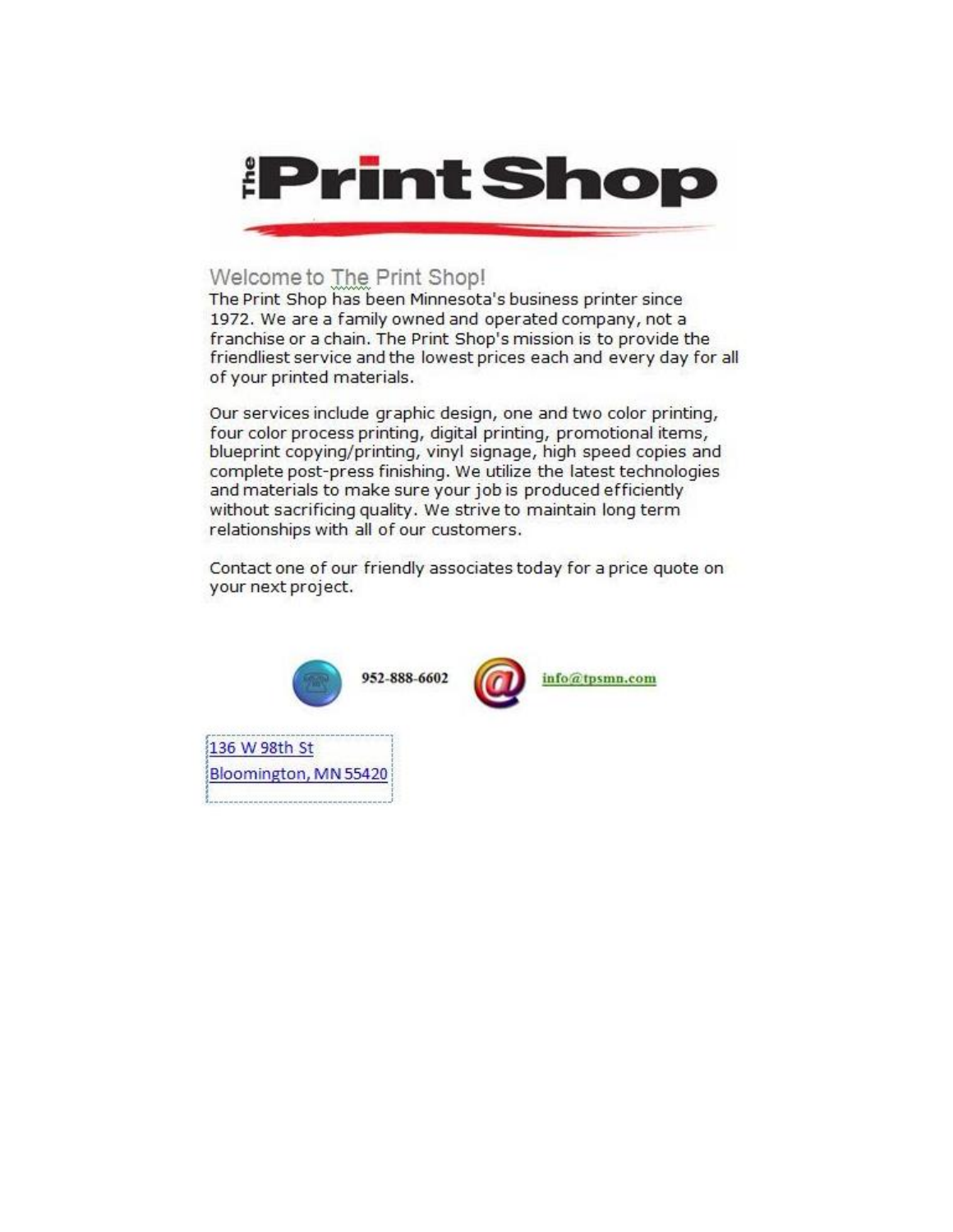# The Print Shop

## Welcome to The Print Shop!

The Print Shop has been Minnesota's business printer since 1972. We are a family owned and operated company, not a franchise or a chain. The Print Shop's mission is to provide the friendliest service and the lowest prices each and every day for all of your printed materials.

Our services include graphic design, one and two color printing, four color process printing, digital printing, promotional items, blueprint copying/printing, vinyl signage, high speed copies and complete post-press finishing. We utilize the latest technologies and materials to make sure your job is produced efficiently without sacrificing quality. We strive to maintain long term relationships with all of our customers.

Contact one of our friendly associates today for a price quote on your next project.

952-888-6602 info@tpsmn.com

136 W 98th St
Bloomington, MN 55420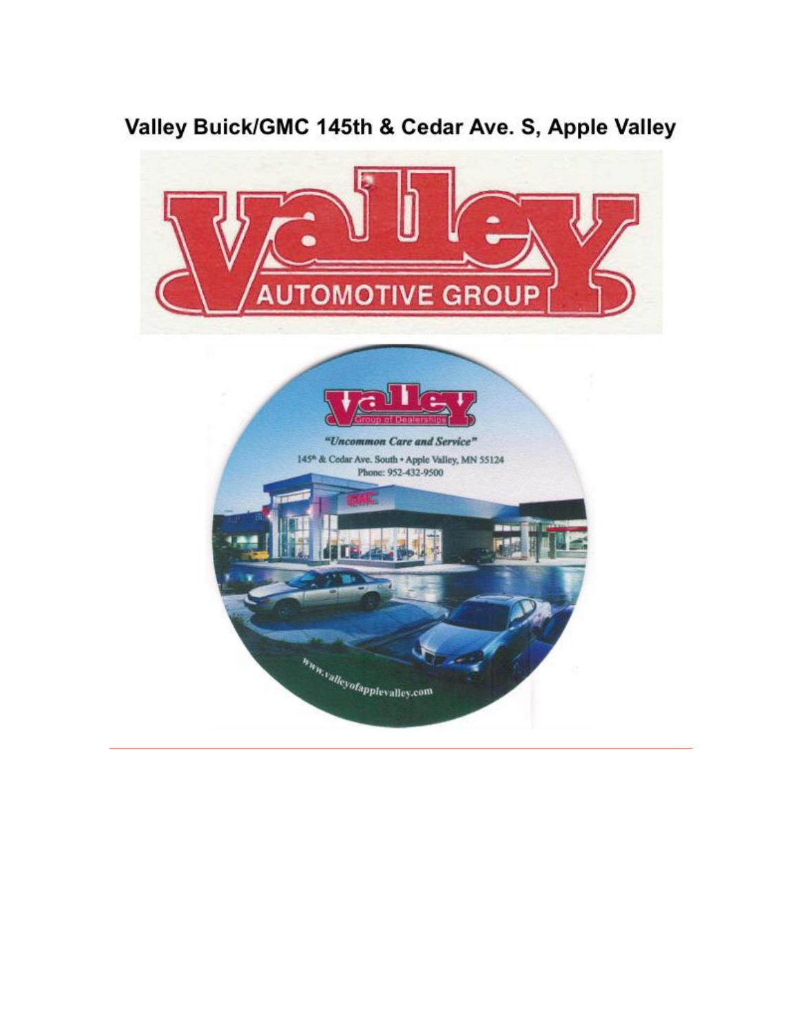# Valley Buick/GMC 145th & Cedar Ave. S, Apple Valley

Valley

AUTOMOTIVE GROUP

Valley

Group of Dealerships

*"Uncommon Care and Service"*

145th & Cedar Ave. South • Apple Valley, MN 55124

Phone: 952-432-9500

GMC

www.valleyofapplevalley.com